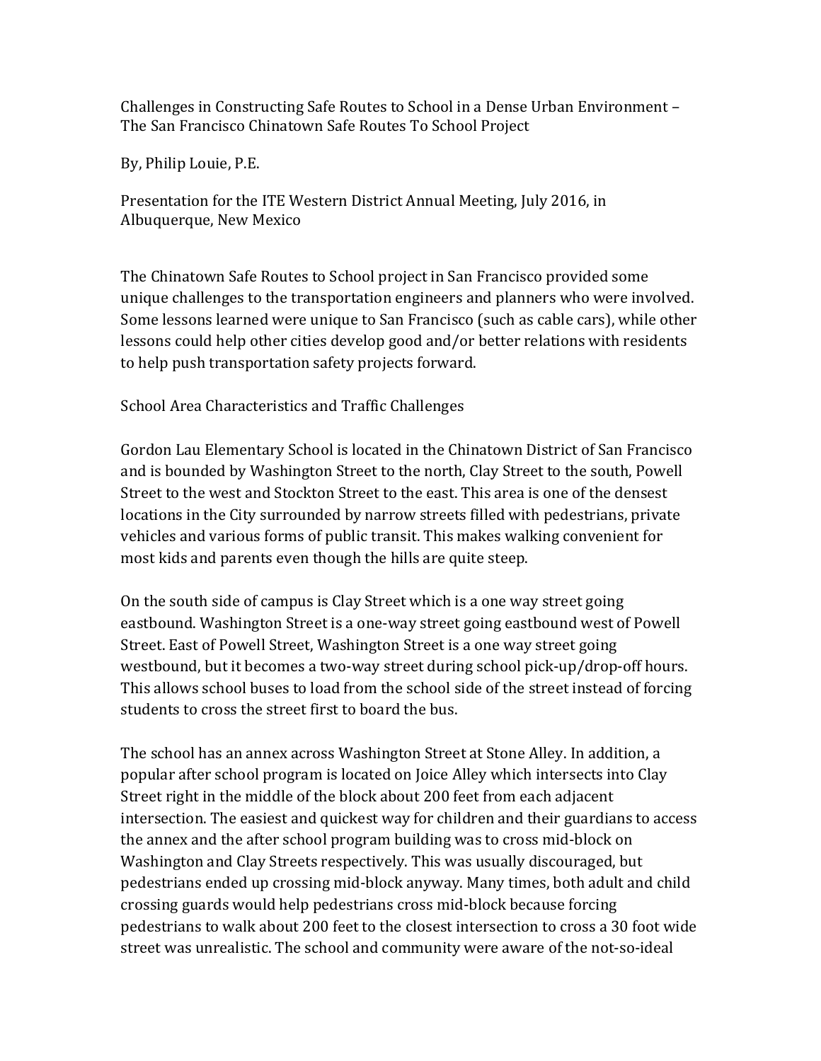# Challenges in Constructing Safe Routes to School in a Dense Urban Environment – The San Francisco Chinatown Safe Routes To School Project

By, Philip Louie, P.E.

Presentation for the ITE Western District Annual Meeting, July 2016, in Albuquerque, New Mexico

The Chinatown Safe Routes to School project in San Francisco provided some unique challenges to the transportation engineers and planners who were involved. Some lessons learned were unique to San Francisco (such as cable cars), while other lessons could help other cities develop good and/or better relations with residents to help push transportation safety projects forward.

## School Area Characteristics and Traffic Challenges

Gordon Lau Elementary School is located in the Chinatown District of San Francisco and is bounded by Washington Street to the north, Clay Street to the south, Powell Street to the west and Stockton Street to the east. This area is one of the densest locations in the City surrounded by narrow streets filled with pedestrians, private vehicles and various forms of public transit. This makes walking convenient for most kids and parents even though the hills are quite steep.

On the south side of campus is Clay Street which is a one way street going eastbound. Washington Street is a one-way street going eastbound west of Powell Street. East of Powell Street, Washington Street is a one way street going westbound, but it becomes a two-way street during school pick-up/drop-off hours. This allows school buses to load from the school side of the street instead of forcing students to cross the street first to board the bus.

The school has an annex across Washington Street at Stone Alley. In addition, a popular after school program is located on Joice Alley which intersects into Clay Street right in the middle of the block about 200 feet from each adjacent intersection. The easiest and quickest way for children and their guardians to access the annex and the after school program building was to cross mid-block on Washington and Clay Streets respectively. This was usually discouraged, but pedestrians ended up crossing mid-block anyway. Many times, both adult and child crossing guards would help pedestrians cross mid-block because forcing pedestrians to walk about 200 feet to the closest intersection to cross a 30 foot wide street was unrealistic. The school and community were aware of the not-so-ideal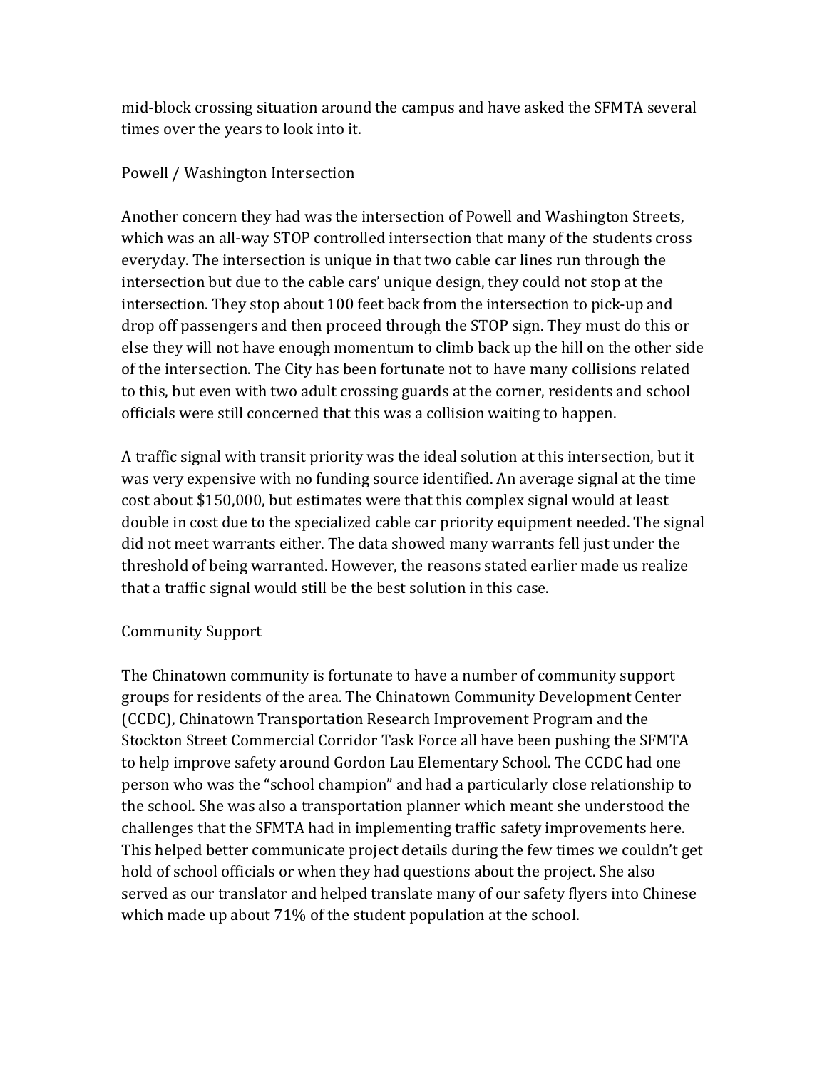mid-block crossing situation around the campus and have asked the SFMTA several times over the years to look into it.

## Powell / Washington Intersection

Another concern they had was the intersection of Powell and Washington Streets, which was an all-way STOP controlled intersection that many of the students cross everyday. The intersection is unique in that two cable car lines run through the intersection but due to the cable cars' unique design, they could not stop at the intersection. They stop about 100 feet back from the intersection to pick-up and drop off passengers and then proceed through the STOP sign. They must do this or else they will not have enough momentum to climb back up the hill on the other side of the intersection. The City has been fortunate not to have many collisions related to this, but even with two adult crossing guards at the corner, residents and school officials were still concerned that this was a collision waiting to happen.

A traffic signal with transit priority was the ideal solution at this intersection, but it was very expensive with no funding source identified. An average signal at the time cost about $150,000, but estimates were that this complex signal would at least double in cost due to the specialized cable car priority equipment needed. The signal did not meet warrants either. The data showed many warrants fell just under the threshold of being warranted. However, the reasons stated earlier made us realize that a traffic signal would still be the best solution in this case.

## Community Support

The Chinatown community is fortunate to have a number of community support groups for residents of the area. The Chinatown Community Development Center (CCDC), Chinatown Transportation Research Improvement Program and the Stockton Street Commercial Corridor Task Force all have been pushing the SFMTA to help improve safety around Gordon Lau Elementary School. The CCDC had one person who was the "school champion" and had a particularly close relationship to the school. She was also a transportation planner which meant she understood the challenges that the SFMTA had in implementing traffic safety improvements here. This helped better communicate project details during the few times we couldn't get hold of school officials or when they had questions about the project. She also served as our translator and helped translate many of our safety flyers into Chinese which made up about 71% of the student population at the school.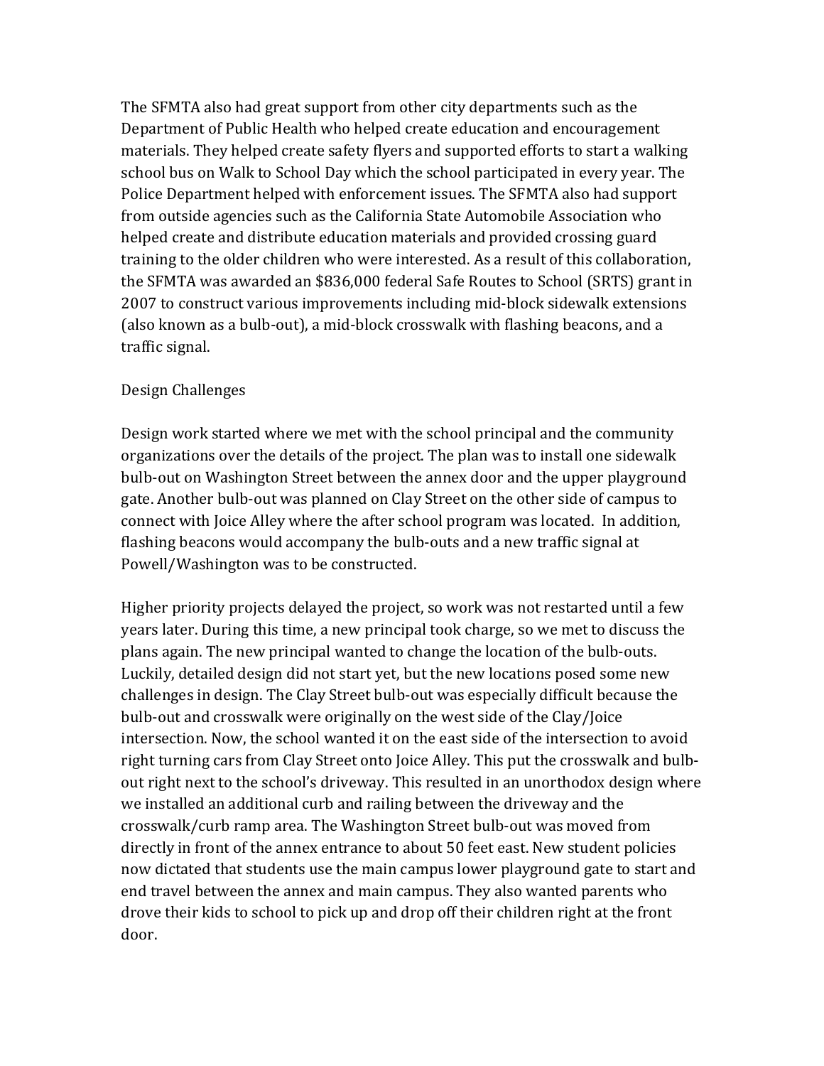The SFMTA also had great support from other city departments such as the Department of Public Health who helped create education and encouragement materials. They helped create safety flyers and supported efforts to start a walking school bus on Walk to School Day which the school participated in every year. The Police Department helped with enforcement issues. The SFMTA also had support from outside agencies such as the California State Automobile Association who helped create and distribute education materials and provided crossing guard training to the older children who were interested. As a result of this collaboration, the SFMTA was awarded an $836,000 federal Safe Routes to School (SRTS) grant in 2007 to construct various improvements including mid-block sidewalk extensions (also known as a bulb-out), a mid-block crosswalk with flashing beacons, and a traffic signal.

## Design Challenges

Design work started where we met with the school principal and the community organizations over the details of the project. The plan was to install one sidewalk bulb-out on Washington Street between the annex door and the upper playground gate. Another bulb-out was planned on Clay Street on the other side of campus to connect with Joice Alley where the after school program was located. In addition, flashing beacons would accompany the bulb-outs and a new traffic signal at Powell/Washington was to be constructed.

Higher priority projects delayed the project, so work was not restarted until a few years later. During this time, a new principal took charge, so we met to discuss the plans again. The new principal wanted to change the location of the bulb-outs. Luckily, detailed design did not start yet, but the new locations posed some new challenges in design. The Clay Street bulb-out was especially difficult because the bulb-out and crosswalk were originally on the west side of the Clay/Joice intersection. Now, the school wanted it on the east side of the intersection to avoid right turning cars from Clay Street onto Joice Alley. This put the crosswalk and bulb-out right next to the school's driveway. This resulted in an unorthodox design where we installed an additional curb and railing between the driveway and the crosswalk/curb ramp area. The Washington Street bulb-out was moved from directly in front of the annex entrance to about 50 feet east. New student policies now dictated that students use the main campus lower playground gate to start and end travel between the annex and main campus. They also wanted parents who drove their kids to school to pick up and drop off their children right at the front door.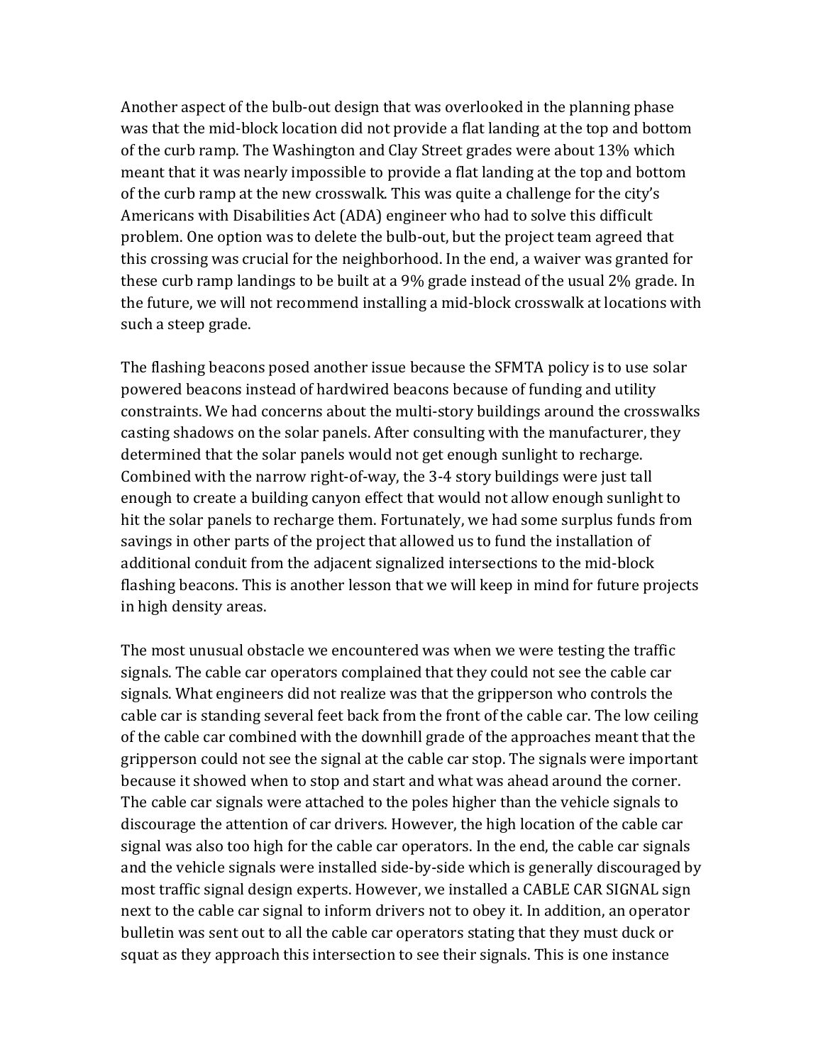Another aspect of the bulb-out design that was overlooked in the planning phase was that the mid-block location did not provide a flat landing at the top and bottom of the curb ramp. The Washington and Clay Street grades were about 13% which meant that it was nearly impossible to provide a flat landing at the top and bottom of the curb ramp at the new crosswalk. This was quite a challenge for the city's Americans with Disabilities Act (ADA) engineer who had to solve this difficult problem. One option was to delete the bulb-out, but the project team agreed that this crossing was crucial for the neighborhood. In the end, a waiver was granted for these curb ramp landings to be built at a 9% grade instead of the usual 2% grade. In the future, we will not recommend installing a mid-block crosswalk at locations with such a steep grade.

The flashing beacons posed another issue because the SFMTA policy is to use solar powered beacons instead of hardwired beacons because of funding and utility constraints. We had concerns about the multi-story buildings around the crosswalks casting shadows on the solar panels. After consulting with the manufacturer, they determined that the solar panels would not get enough sunlight to recharge. Combined with the narrow right-of-way, the 3-4 story buildings were just tall enough to create a building canyon effect that would not allow enough sunlight to hit the solar panels to recharge them. Fortunately, we had some surplus funds from savings in other parts of the project that allowed us to fund the installation of additional conduit from the adjacent signalized intersections to the mid-block flashing beacons. This is another lesson that we will keep in mind for future projects in high density areas.

The most unusual obstacle we encountered was when we were testing the traffic signals. The cable car operators complained that they could not see the cable car signals. What engineers did not realize was that the gripperson who controls the cable car is standing several feet back from the front of the cable car. The low ceiling of the cable car combined with the downhill grade of the approaches meant that the gripperson could not see the signal at the cable car stop. The signals were important because it showed when to stop and start and what was ahead around the corner. The cable car signals were attached to the poles higher than the vehicle signals to discourage the attention of car drivers. However, the high location of the cable car signal was also too high for the cable car operators. In the end, the cable car signals and the vehicle signals were installed side-by-side which is generally discouraged by most traffic signal design experts. However, we installed a CABLE CAR SIGNAL sign next to the cable car signal to inform drivers not to obey it. In addition, an operator bulletin was sent out to all the cable car operators stating that they must duck or squat as they approach this intersection to see their signals. This is one instance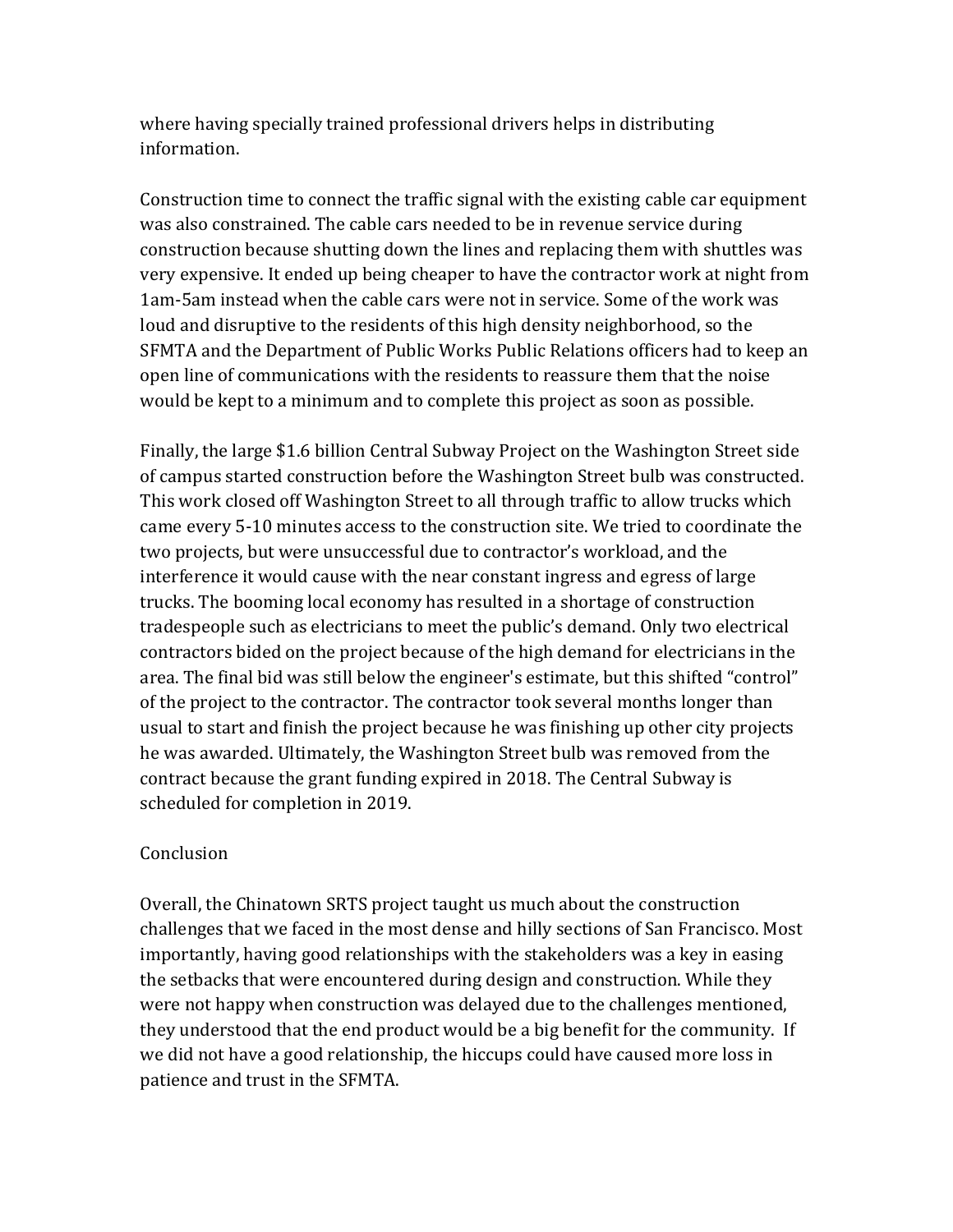where having specially trained professional drivers helps in distributing information.

Construction time to connect the traffic signal with the existing cable car equipment was also constrained. The cable cars needed to be in revenue service during construction because shutting down the lines and replacing them with shuttles was very expensive. It ended up being cheaper to have the contractor work at night from 1am-5am instead when the cable cars were not in service. Some of the work was loud and disruptive to the residents of this high density neighborhood, so the SFMTA and the Department of Public Works Public Relations officers had to keep an open line of communications with the residents to reassure them that the noise would be kept to a minimum and to complete this project as soon as possible.

Finally, the large $1.6 billion Central Subway Project on the Washington Street side of campus started construction before the Washington Street bulb was constructed. This work closed off Washington Street to all through traffic to allow trucks which came every 5-10 minutes access to the construction site. We tried to coordinate the two projects, but were unsuccessful due to contractor's workload, and the interference it would cause with the near constant ingress and egress of large trucks. The booming local economy has resulted in a shortage of construction tradespeople such as electricians to meet the public's demand. Only two electrical contractors bided on the project because of the high demand for electricians in the area. The final bid was still below the engineer's estimate, but this shifted "control" of the project to the contractor. The contractor took several months longer than usual to start and finish the project because he was finishing up other city projects he was awarded. Ultimately, the Washington Street bulb was removed from the contract because the grant funding expired in 2018. The Central Subway is scheduled for completion in 2019.

## Conclusion

Overall, the Chinatown SRTS project taught us much about the construction challenges that we faced in the most dense and hilly sections of San Francisco. Most importantly, having good relationships with the stakeholders was a key in easing the setbacks that were encountered during design and construction. While they were not happy when construction was delayed due to the challenges mentioned, they understood that the end product would be a big benefit for the community. If we did not have a good relationship, the hiccups could have caused more loss in patience and trust in the SFMTA.